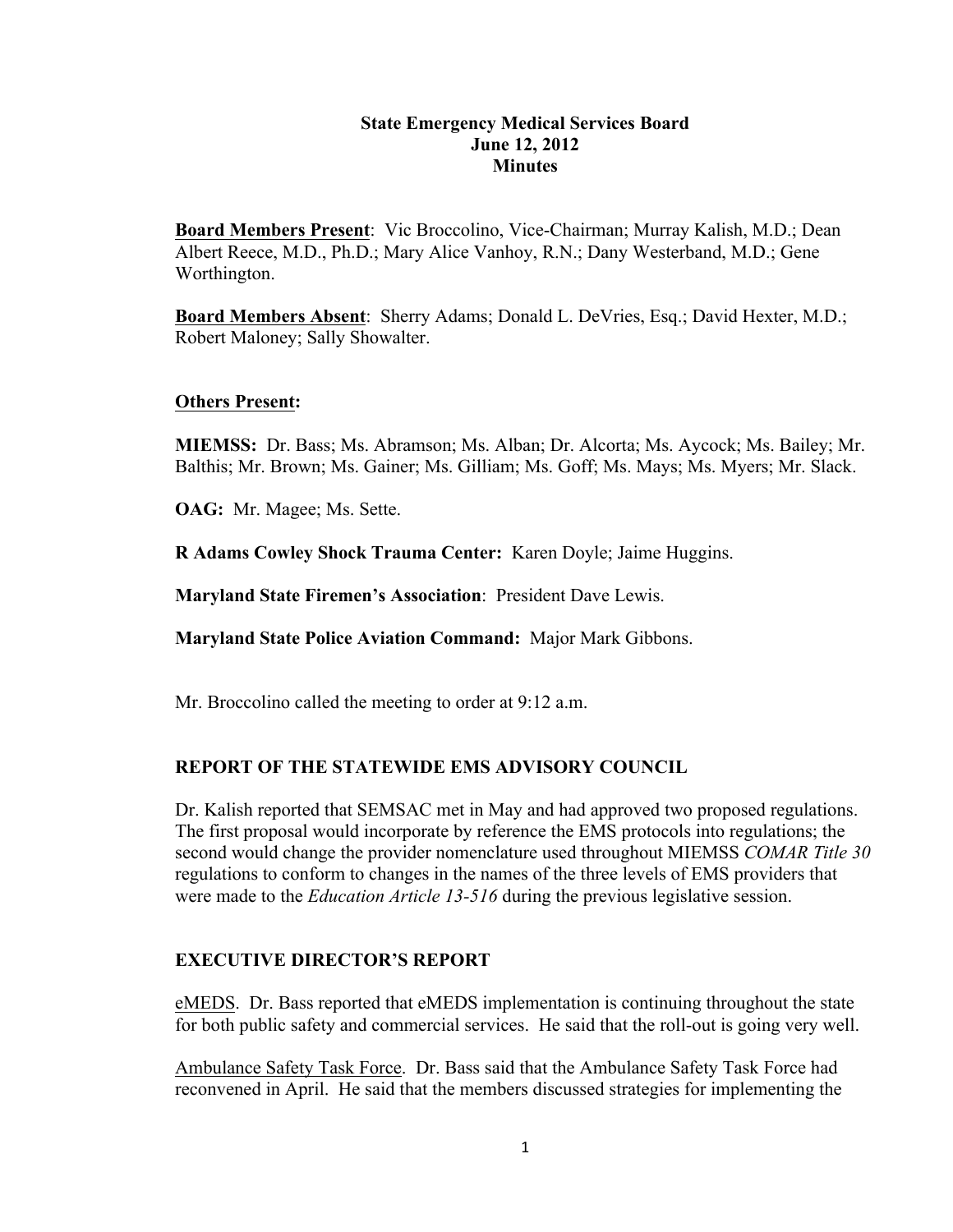# State Emergency Medical Services Board
## June 12, 2012
## Minutes

**Board Members Present**: Vic Broccolino, Vice-Chairman; Murray Kalish, M.D.; Dean Albert Reece, M.D., Ph.D.; Mary Alice Vanhoy, R.N.; Dany Westerband, M.D.; Gene Worthington.

**Board Members Absent**: Sherry Adams; Donald L. DeVries, Esq.; David Hexter, M.D.; Robert Maloney; Sally Showalter.

**Others Present:**

**MIEMSS:** Dr. Bass; Ms. Abramson; Ms. Alban; Dr. Alcorta; Ms. Aycock; Ms. Bailey; Mr. Balthis; Mr. Brown; Ms. Gainer; Ms. Gilliam; Ms. Goff; Ms. Mays; Ms. Myers; Mr. Slack.

**OAG:** Mr. Magee; Ms. Sette.

**R Adams Cowley Shock Trauma Center:** Karen Doyle; Jaime Huggins.

**Maryland State Firemen's Association**: President Dave Lewis.

**Maryland State Police Aviation Command:** Major Mark Gibbons.

Mr. Broccolino called the meeting to order at 9:12 a.m.

## REPORT OF THE STATEWIDE EMS ADVISORY COUNCIL

Dr. Kalish reported that SEMSAC met in May and had approved two proposed regulations. The first proposal would incorporate by reference the EMS protocols into regulations; the second would change the provider nomenclature used throughout MIEMSS *COMAR Title 30* regulations to conform to changes in the names of the three levels of EMS providers that were made to the *Education Article 13-516* during the previous legislative session.

## EXECUTIVE DIRECTOR'S REPORT

eMEDS. Dr. Bass reported that eMEDS implementation is continuing throughout the state for both public safety and commercial services. He said that the roll-out is going very well.

Ambulance Safety Task Force. Dr. Bass said that the Ambulance Safety Task Force had reconvened in April. He said that the members discussed strategies for implementing the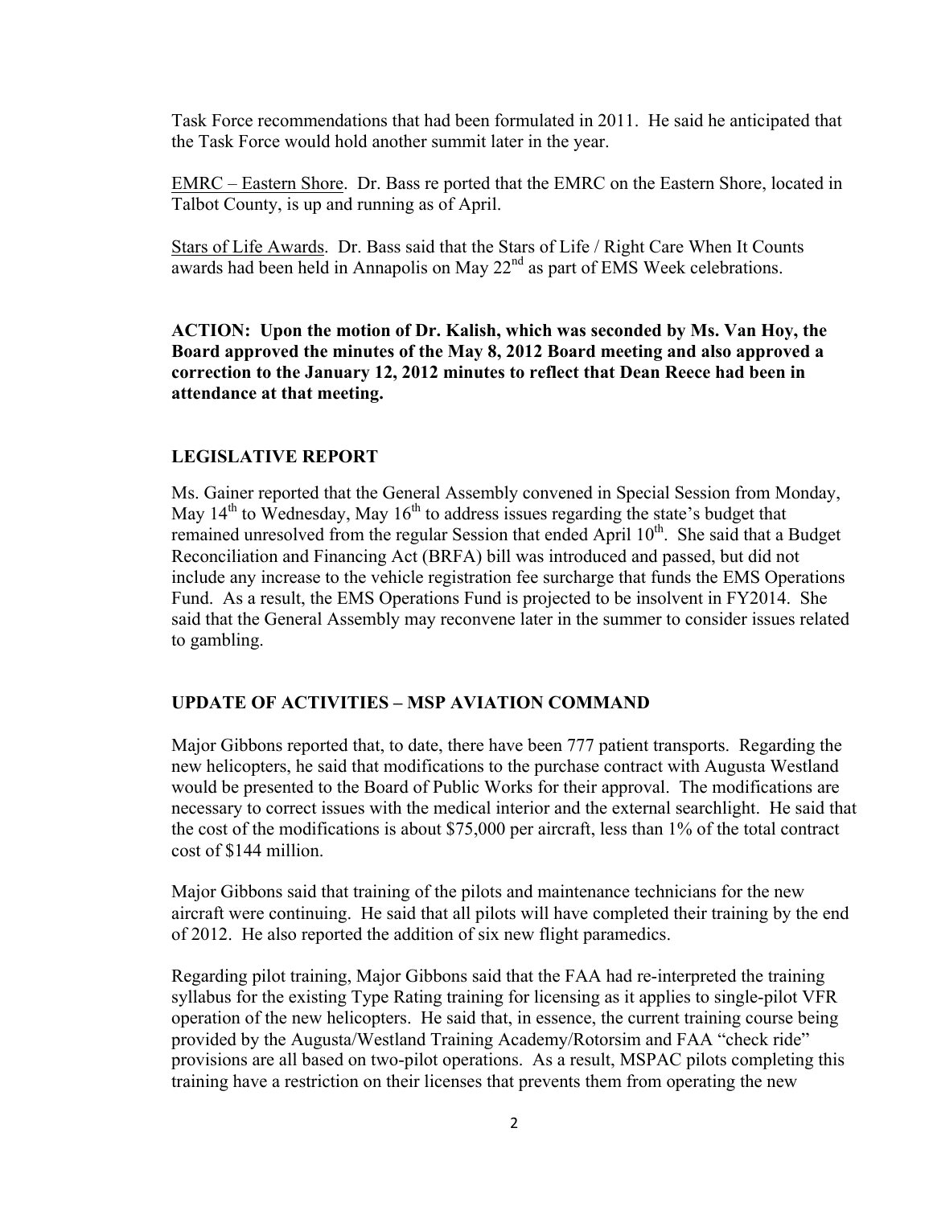Task Force recommendations that had been formulated in 2011. He said he anticipated that the Task Force would hold another summit later in the year.

EMRC – Eastern Shore. Dr. Bass re ported that the EMRC on the Eastern Shore, located in Talbot County, is up and running as of April.

Stars of Life Awards. Dr. Bass said that the Stars of Life / Right Care When It Counts awards had been held in Annapolis on May 22nd as part of EMS Week celebrations.

**ACTION: Upon the motion of Dr. Kalish, which was seconded by Ms. Van Hoy, the Board approved the minutes of the May 8, 2012 Board meeting and also approved a correction to the January 12, 2012 minutes to reflect that Dean Reece had been in attendance at that meeting.**

## LEGISLATIVE REPORT

Ms. Gainer reported that the General Assembly convened in Special Session from Monday, May 14th to Wednesday, May 16th to address issues regarding the state's budget that remained unresolved from the regular Session that ended April 10th. She said that a Budget Reconciliation and Financing Act (BRFA) bill was introduced and passed, but did not include any increase to the vehicle registration fee surcharge that funds the EMS Operations Fund. As a result, the EMS Operations Fund is projected to be insolvent in FY2014. She said that the General Assembly may reconvene later in the summer to consider issues related to gambling.

## UPDATE OF ACTIVITIES – MSP AVIATION COMMAND

Major Gibbons reported that, to date, there have been 777 patient transports. Regarding the new helicopters, he said that modifications to the purchase contract with Augusta Westland would be presented to the Board of Public Works for their approval. The modifications are necessary to correct issues with the medical interior and the external searchlight. He said that the cost of the modifications is about $75,000 per aircraft, less than 1% of the total contract cost of $144 million.

Major Gibbons said that training of the pilots and maintenance technicians for the new aircraft were continuing. He said that all pilots will have completed their training by the end of 2012. He also reported the addition of six new flight paramedics.

Regarding pilot training, Major Gibbons said that the FAA had re-interpreted the training syllabus for the existing Type Rating training for licensing as it applies to single-pilot VFR operation of the new helicopters. He said that, in essence, the current training course being provided by the Augusta/Westland Training Academy/Rotorsim and FAA "check ride" provisions are all based on two-pilot operations. As a result, MSPAC pilots completing this training have a restriction on their licenses that prevents them from operating the new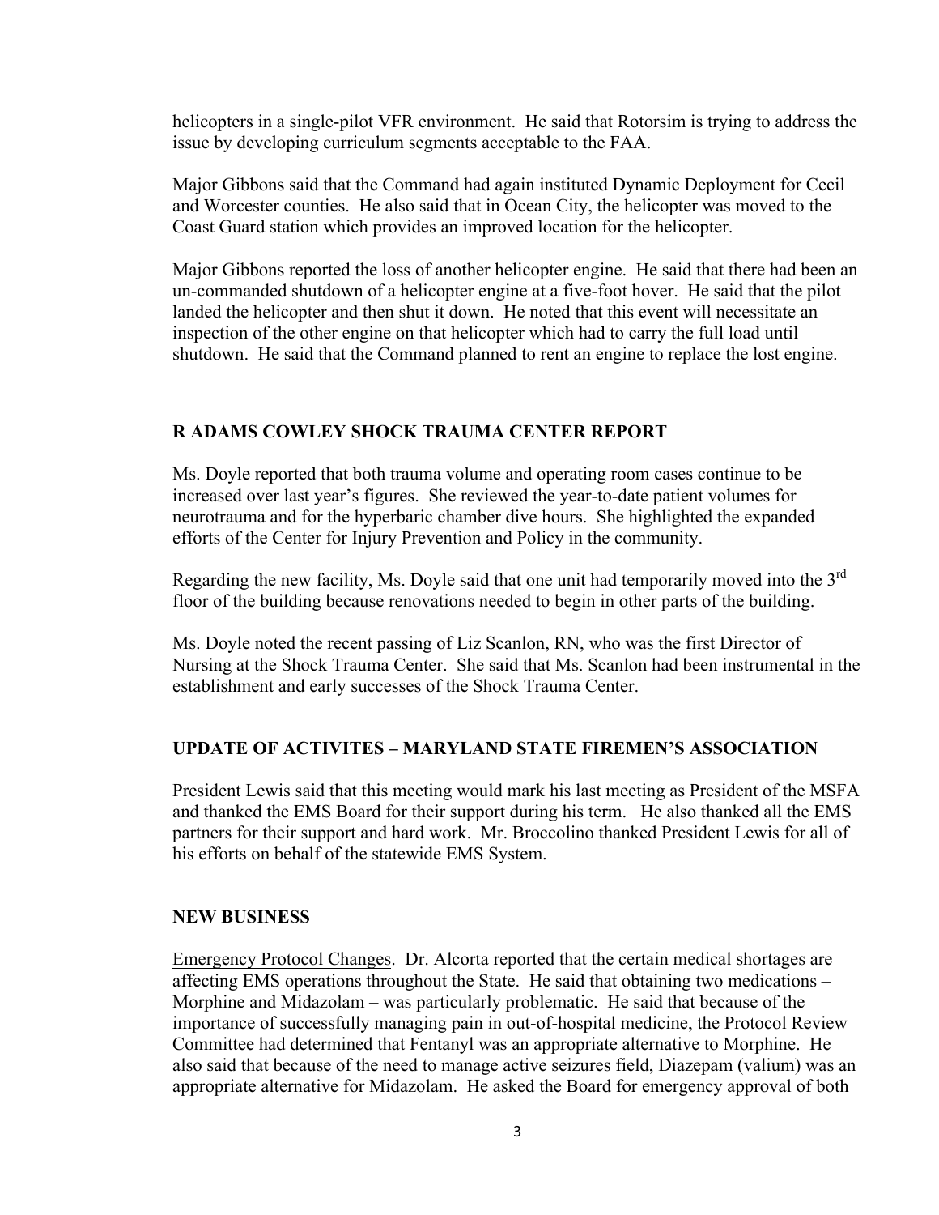helicopters in a single-pilot VFR environment. He said that Rotorsim is trying to address the issue by developing curriculum segments acceptable to the FAA.

Major Gibbons said that the Command had again instituted Dynamic Deployment for Cecil and Worcester counties. He also said that in Ocean City, the helicopter was moved to the Coast Guard station which provides an improved location for the helicopter.

Major Gibbons reported the loss of another helicopter engine. He said that there had been an un-commanded shutdown of a helicopter engine at a five-foot hover. He said that the pilot landed the helicopter and then shut it down. He noted that this event will necessitate an inspection of the other engine on that helicopter which had to carry the full load until shutdown. He said that the Command planned to rent an engine to replace the lost engine.

## R ADAMS COWLEY SHOCK TRAUMA CENTER REPORT

Ms. Doyle reported that both trauma volume and operating room cases continue to be increased over last year's figures. She reviewed the year-to-date patient volumes for neurotrauma and for the hyperbaric chamber dive hours. She highlighted the expanded efforts of the Center for Injury Prevention and Policy in the community.

Regarding the new facility, Ms. Doyle said that one unit had temporarily moved into the 3rd floor of the building because renovations needed to begin in other parts of the building.

Ms. Doyle noted the recent passing of Liz Scanlon, RN, who was the first Director of Nursing at the Shock Trauma Center. She said that Ms. Scanlon had been instrumental in the establishment and early successes of the Shock Trauma Center.

## UPDATE OF ACTIVITES – MARYLAND STATE FIREMEN'S ASSOCIATION

President Lewis said that this meeting would mark his last meeting as President of the MSFA and thanked the EMS Board for their support during his term. He also thanked all the EMS partners for their support and hard work. Mr. Broccolino thanked President Lewis for all of his efforts on behalf of the statewide EMS System.

## NEW BUSINESS

Emergency Protocol Changes. Dr. Alcorta reported that the certain medical shortages are affecting EMS operations throughout the State. He said that obtaining two medications – Morphine and Midazolam – was particularly problematic. He said that because of the importance of successfully managing pain in out-of-hospital medicine, the Protocol Review Committee had determined that Fentanyl was an appropriate alternative to Morphine. He also said that because of the need to manage active seizures field, Diazepam (valium) was an appropriate alternative for Midazolam. He asked the Board for emergency approval of both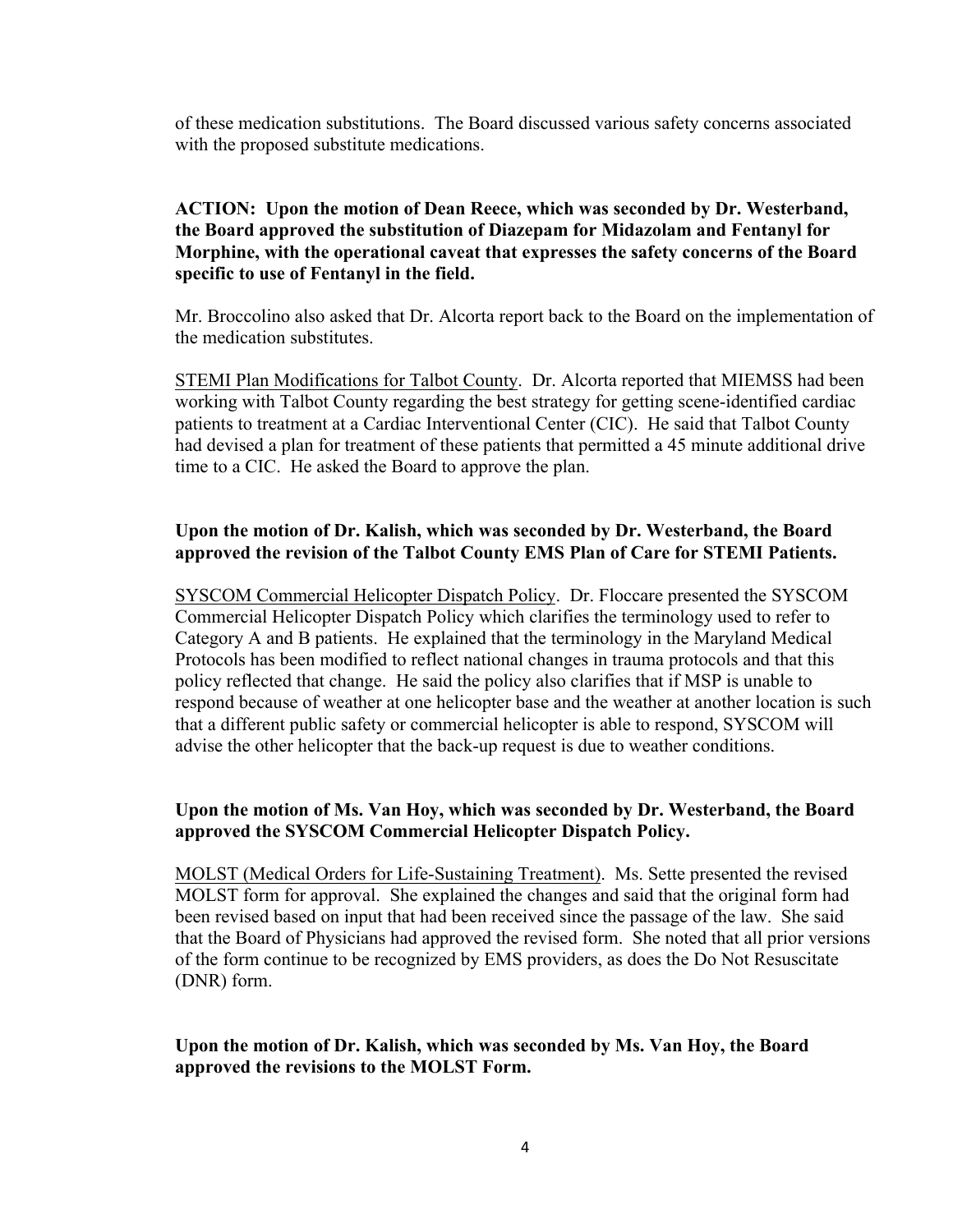of these medication substitutions. The Board discussed various safety concerns associated with the proposed substitute medications.

**ACTION: Upon the motion of Dean Reece, which was seconded by Dr. Westerband, the Board approved the substitution of Diazepam for Midazolam and Fentanyl for Morphine, with the operational caveat that expresses the safety concerns of the Board specific to use of Fentanyl in the field.**

Mr. Broccolino also asked that Dr. Alcorta report back to the Board on the implementation of the medication substitutes.

<u>STEMI Plan Modifications for Talbot County</u>. Dr. Alcorta reported that MIEMSS had been working with Talbot County regarding the best strategy for getting scene-identified cardiac patients to treatment at a Cardiac Interventional Center (CIC). He said that Talbot County had devised a plan for treatment of these patients that permitted a 45 minute additional drive time to a CIC. He asked the Board to approve the plan.

**Upon the motion of Dr. Kalish, which was seconded by Dr. Westerband, the Board approved the revision of the Talbot County EMS Plan of Care for STEMI Patients.**

<u>SYSCOM Commercial Helicopter Dispatch Policy</u>. Dr. Floccare presented the SYSCOM Commercial Helicopter Dispatch Policy which clarifies the terminology used to refer to Category A and B patients. He explained that the terminology in the Maryland Medical Protocols has been modified to reflect national changes in trauma protocols and that this policy reflected that change. He said the policy also clarifies that if MSP is unable to respond because of weather at one helicopter base and the weather at another location is such that a different public safety or commercial helicopter is able to respond, SYSCOM will advise the other helicopter that the back-up request is due to weather conditions.

**Upon the motion of Ms. Van Hoy, which was seconded by Dr. Westerband, the Board approved the SYSCOM Commercial Helicopter Dispatch Policy.**

<u>MOLST (Medical Orders for Life-Sustaining Treatment)</u>. Ms. Sette presented the revised MOLST form for approval. She explained the changes and said that the original form had been revised based on input that had been received since the passage of the law. She said that the Board of Physicians had approved the revised form. She noted that all prior versions of the form continue to be recognized by EMS providers, as does the Do Not Resuscitate (DNR) form.

**Upon the motion of Dr. Kalish, which was seconded by Ms. Van Hoy, the Board approved the revisions to the MOLST Form.**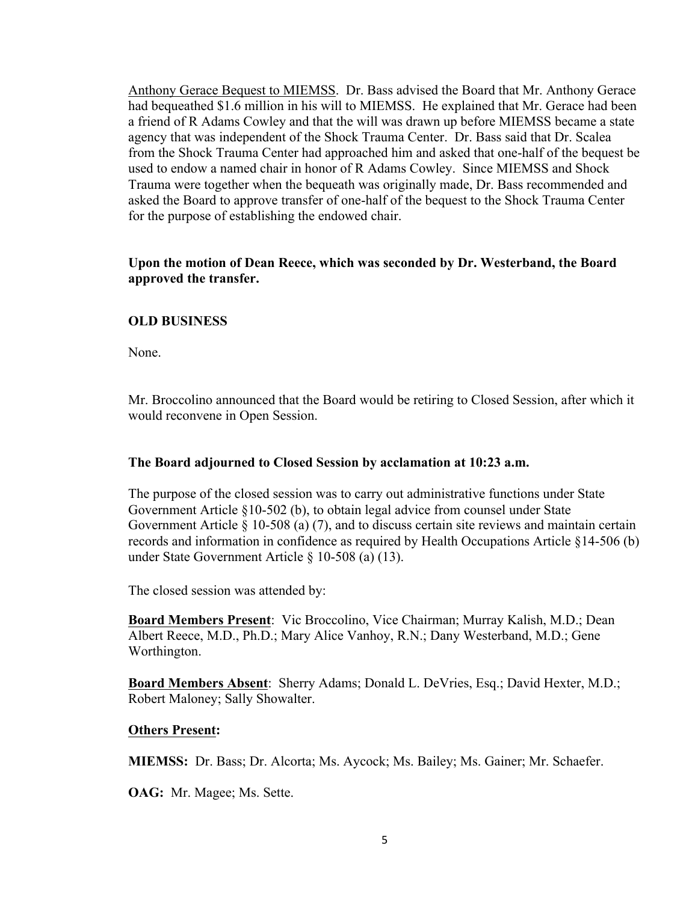Anthony Gerace Bequest to MIEMSS. Dr. Bass advised the Board that Mr. Anthony Gerace had bequeathed $1.6 million in his will to MIEMSS. He explained that Mr. Gerace had been a friend of R Adams Cowley and that the will was drawn up before MIEMSS became a state agency that was independent of the Shock Trauma Center. Dr. Bass said that Dr. Scalea from the Shock Trauma Center had approached him and asked that one-half of the bequest be used to endow a named chair in honor of R Adams Cowley. Since MIEMSS and Shock Trauma were together when the bequeath was originally made, Dr. Bass recommended and asked the Board to approve transfer of one-half of the bequest to the Shock Trauma Center for the purpose of establishing the endowed chair.

**Upon the motion of Dean Reece, which was seconded by Dr. Westerband, the Board approved the transfer.**

**OLD BUSINESS**

None.

Mr. Broccolino announced that the Board would be retiring to Closed Session, after which it would reconvene in Open Session.

**The Board adjourned to Closed Session by acclamation at 10:23 a.m.**

The purpose of the closed session was to carry out administrative functions under State Government Article §10-502 (b), to obtain legal advice from counsel under State Government Article § 10-508 (a) (7), and to discuss certain site reviews and maintain certain records and information in confidence as required by Health Occupations Article §14-506 (b) under State Government Article § 10-508 (a) (13).

The closed session was attended by:

**Board Members Present**: Vic Broccolino, Vice Chairman; Murray Kalish, M.D.; Dean Albert Reece, M.D., Ph.D.; Mary Alice Vanhoy, R.N.; Dany Westerband, M.D.; Gene Worthington.

**Board Members Absent**: Sherry Adams; Donald L. DeVries, Esq.; David Hexter, M.D.; Robert Maloney; Sally Showalter.

**Others Present:**

**MIEMSS:** Dr. Bass; Dr. Alcorta; Ms. Aycock; Ms. Bailey; Ms. Gainer; Mr. Schaefer.

**OAG:** Mr. Magee; Ms. Sette.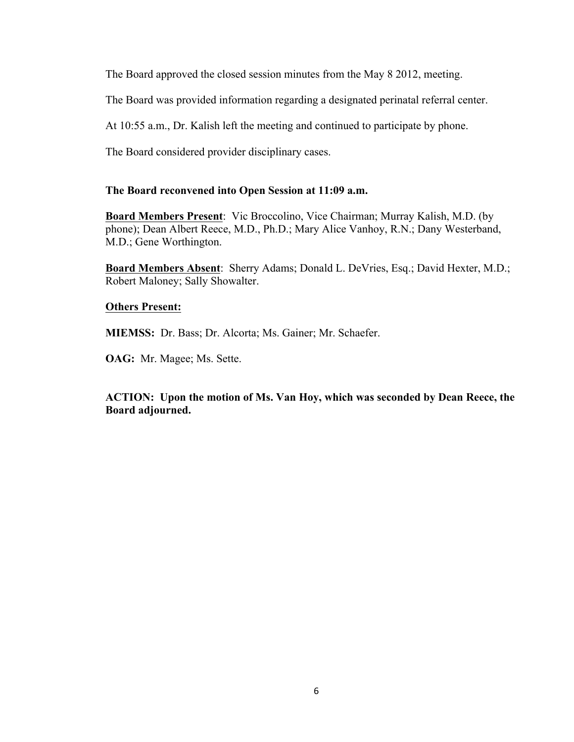The Board approved the closed session minutes from the May 8 2012, meeting.

The Board was provided information regarding a designated perinatal referral center.

At 10:55 a.m., Dr. Kalish left the meeting and continued to participate by phone.

The Board considered provider disciplinary cases.

**The Board reconvened into Open Session at 11:09 a.m.**

**Board Members Present**: Vic Broccolino, Vice Chairman; Murray Kalish, M.D. (by phone); Dean Albert Reece, M.D., Ph.D.; Mary Alice Vanhoy, R.N.; Dany Westerband, M.D.; Gene Worthington.

**Board Members Absent**: Sherry Adams; Donald L. DeVries, Esq.; David Hexter, M.D.; Robert Maloney; Sally Showalter.

**Others Present:**

**MIEMSS:** Dr. Bass; Dr. Alcorta; Ms. Gainer; Mr. Schaefer.

**OAG:** Mr. Magee; Ms. Sette.

**ACTION: Upon the motion of Ms. Van Hoy, which was seconded by Dean Reece, the Board adjourned.**